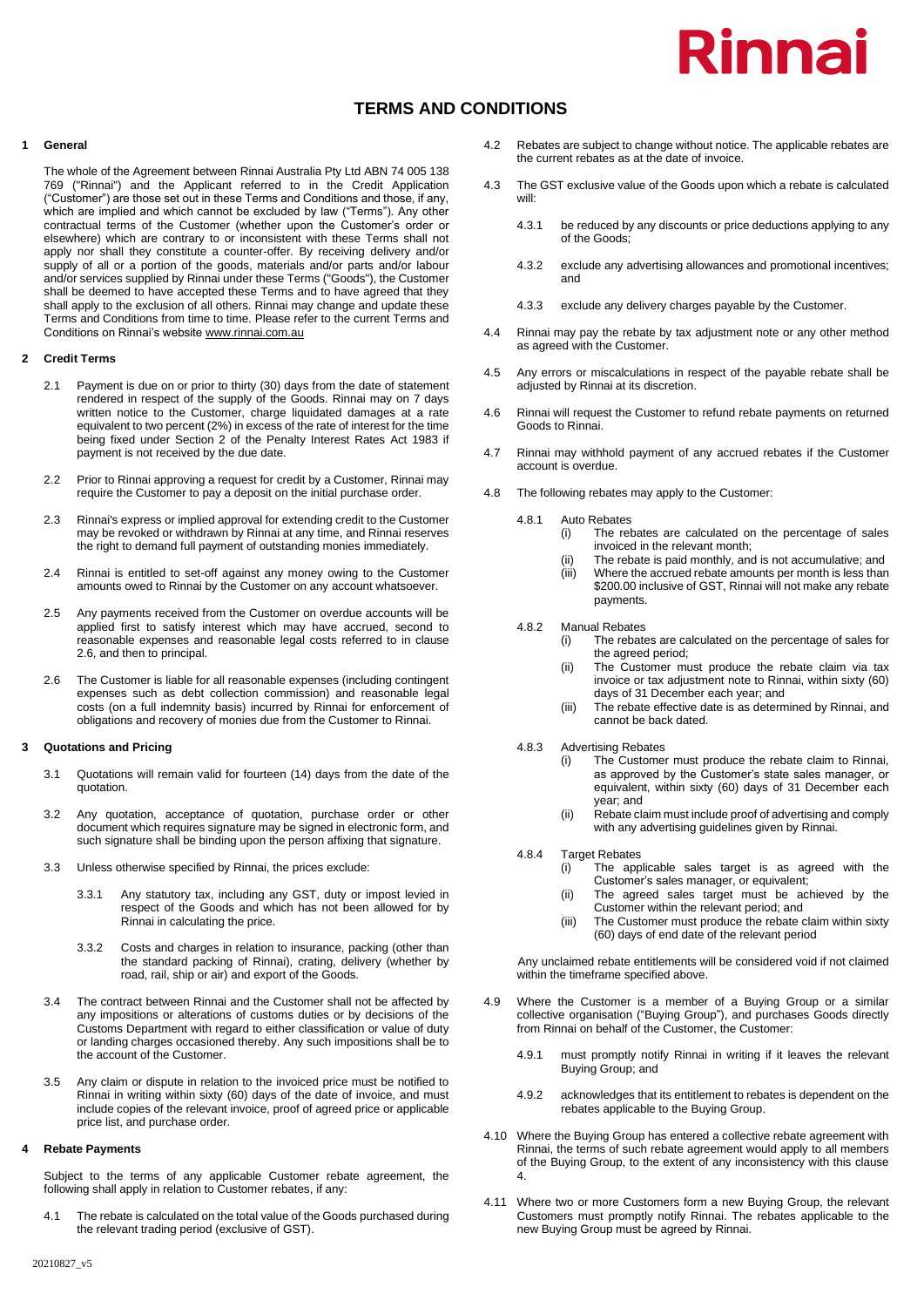# TERMS AND CONDITIONS

## 1 General

The whole of the Agreement between Rinnai Australia Pty Ltd ABN 74 005 138 769 ("Rinnai") and the Applicant referred to in the Credit Application ("Customer") are those set out in these Terms and Conditions and those, if any, which are implied and which cannot be excluded by law ("Terms"). Any other contractual terms of the Customer (whether upon the Customer's order or elsewhere) which are contrary to or inconsistent with these Terms shall not apply nor shall they constitute a counter-offer. By receiving delivery and/or supply of all or a portion of the goods, materials and/or parts and/or labour and/or services supplied by Rinnai under these Terms ("Goods"), the Customer shall be deemed to have accepted these Terms and to have agreed that they shall apply to the exclusion of all others. Rinnai may change and update these Terms and Conditions from time to time. Please refer to the current Terms and Conditions on Rinnai's website www.rinnai.com.au

## 2 Credit Terms

2.1 Payment is due on or prior to thirty (30) days from the date of statement rendered in respect of the supply of the Goods. Rinnai may on 7 days written notice to the Customer, charge liquidated damages at a rate equivalent to two percent (2%) in excess of the rate of interest for the time being fixed under Section 2 of the Penalty Interest Rates Act 1983 if payment is not received by the due date.

2.2 Prior to Rinnai approving a request for credit by a Customer, Rinnai may require the Customer to pay a deposit on the initial purchase order.

2.3 Rinnai's express or implied approval for extending credit to the Customer may be revoked or withdrawn by Rinnai at any time, and Rinnai reserves the right to demand full payment of outstanding monies immediately.

2.4 Rinnai is entitled to set-off against any money owing to the Customer amounts owed to Rinnai by the Customer on any account whatsoever.

2.5 Any payments received from the Customer on overdue accounts will be applied first to satisfy interest which may have accrued, second to reasonable expenses and reasonable legal costs referred to in clause 2.6, and then to principal.

2.6 The Customer is liable for all reasonable expenses (including contingent expenses such as debt collection commission) and reasonable legal costs (on a full indemnity basis) incurred by Rinnai for enforcement of obligations and recovery of monies due from the Customer to Rinnai.

## 3 Quotations and Pricing

3.1 Quotations will remain valid for fourteen (14) days from the date of the quotation.

3.2 Any quotation, acceptance of quotation, purchase order or other document which requires signature may be signed in electronic form, and such signature shall be binding upon the person affixing that signature.

3.3 Unless otherwise specified by Rinnai, the prices exclude:

3.3.1 Any statutory tax, including any GST, duty or impost levied in respect of the Goods and which has not been allowed for by Rinnai in calculating the price.

3.3.2 Costs and charges in relation to insurance, packing (other than the standard packing of Rinnai), crating, delivery (whether by road, rail, ship or air) and export of the Goods.

3.4 The contract between Rinnai and the Customer shall not be affected by any impositions or alterations of customs duties or by decisions of the Customs Department with regard to either classification or value of duty or landing charges occasioned thereby. Any such impositions shall be to the account of the Customer.

3.5 Any claim or dispute in relation to the invoiced price must be notified to Rinnai in writing within sixty (60) days of the date of invoice, and must include copies of the relevant invoice, proof of agreed price or applicable price list, and purchase order.

## 4 Rebate Payments

Subject to the terms of any applicable Customer rebate agreement, the following shall apply in relation to Customer rebates, if any:

4.1 The rebate is calculated on the total value of the Goods purchased during the relevant trading period (exclusive of GST).

4.2 Rebates are subject to change without notice. The applicable rebates are the current rebates as at the date of invoice.

4.3 The GST exclusive value of the Goods upon which a rebate is calculated will:

4.3.1 be reduced by any discounts or price deductions applying to any of the Goods;

4.3.2 exclude any advertising allowances and promotional incentives; and

4.3.3 exclude any delivery charges payable by the Customer.

4.4 Rinnai may pay the rebate by tax adjustment note or any other method as agreed with the Customer.

4.5 Any errors or miscalculations in respect of the payable rebate shall be adjusted by Rinnai at its discretion.

4.6 Rinnai will request the Customer to refund rebate payments on returned Goods to Rinnai.

4.7 Rinnai may withhold payment of any accrued rebates if the Customer account is overdue.

4.8 The following rebates may apply to the Customer:

4.8.1 Auto Rebates

(i) The rebates are calculated on the percentage of sales invoiced in the relevant month;

(ii) The rebate is paid monthly, and is not accumulative; and

(iii) Where the accrued rebate amounts per month is less than $200.00 inclusive of GST, Rinnai will not make any rebate payments.

4.8.2 Manual Rebates

(i) The rebates are calculated on the percentage of sales for the agreed period;

(ii) The Customer must produce the rebate claim via tax invoice or tax adjustment note to Rinnai, within sixty (60) days of 31 December each year; and

(iii) The rebate effective date is as determined by Rinnai, and cannot be back dated.

4.8.3 Advertising Rebates

(i) The Customer must produce the rebate claim to Rinnai, as approved by the Customer's state sales manager, or equivalent, within sixty (60) days of 31 December each year; and

(ii) Rebate claim must include proof of advertising and comply with any advertising guidelines given by Rinnai.

4.8.4 Target Rebates

(i) The applicable sales target is as agreed with the Customer's sales manager, or equivalent;

(ii) The agreed sales target must be achieved by the Customer within the relevant period; and

(iii) The Customer must produce the rebate claim within sixty (60) days of end date of the relevant period

Any unclaimed rebate entitlements will be considered void if not claimed within the timeframe specified above.

4.9 Where the Customer is a member of a Buying Group or a similar collective organisation ("Buying Group"), and purchases Goods directly from Rinnai on behalf of the Customer, the Customer:

4.9.1 must promptly notify Rinnai in writing if it leaves the relevant Buying Group; and

4.9.2 acknowledges that its entitlement to rebates is dependent on the rebates applicable to the Buying Group.

4.10 Where the Buying Group has entered a collective rebate agreement with Rinnai, the terms of such rebate agreement would apply to all members of the Buying Group, to the extent of any inconsistency with this clause 4.

4.11 Where two or more Customers form a new Buying Group, the relevant Customers must promptly notify Rinnai. The rebates applicable to the new Buying Group must be agreed by Rinnai.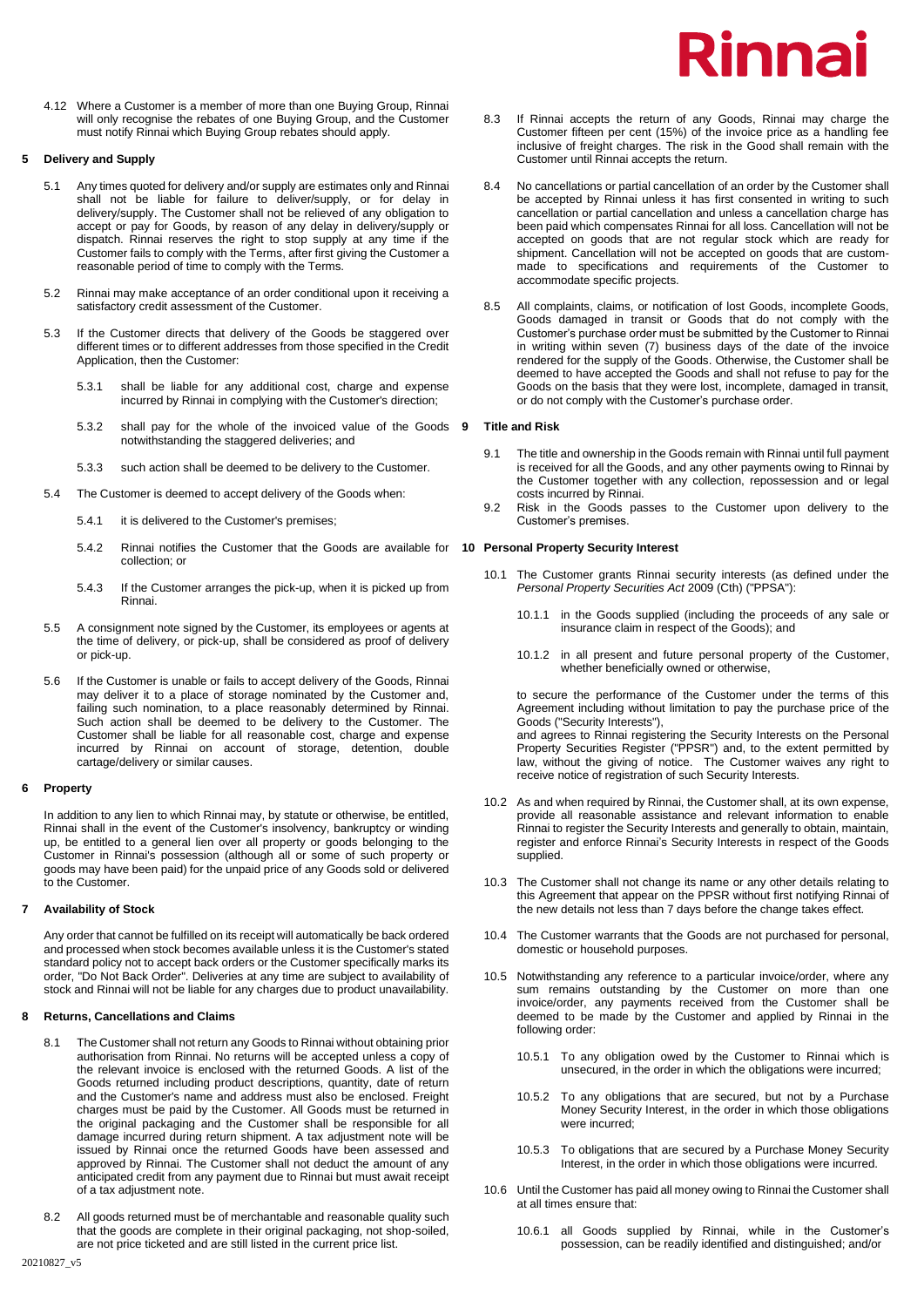4.12 Where a Customer is a member of more than one Buying Group, Rinnai will only recognise the rebates of one Buying Group, and the Customer must notify Rinnai which Buying Group rebates should apply.

## 5 Delivery and Supply

5.1 Any times quoted for delivery and/or supply are estimates only and Rinnai shall not be liable for failure to deliver/supply, or for delay in delivery/supply. The Customer shall not be relieved of any obligation to accept or pay for Goods, by reason of any delay in delivery/supply or dispatch. Rinnai reserves the right to stop supply at any time if the Customer fails to comply with the Terms, after first giving the Customer a reasonable period of time to comply with the Terms.

5.2 Rinnai may make acceptance of an order conditional upon it receiving a satisfactory credit assessment of the Customer.

5.3 If the Customer directs that delivery of the Goods be staggered over different times or to different addresses from those specified in the Credit Application, then the Customer:

5.3.1 shall be liable for any additional cost, charge and expense incurred by Rinnai in complying with the Customer's direction;

5.3.2 shall pay for the whole of the invoiced value of the Goods notwithstanding the staggered deliveries; and

5.3.3 such action shall be deemed to be delivery to the Customer.

5.4 The Customer is deemed to accept delivery of the Goods when:

5.4.1 it is delivered to the Customer's premises;

5.4.2 Rinnai notifies the Customer that the Goods are available for collection; or

5.4.3 If the Customer arranges the pick-up, when it is picked up from Rinnai.

5.5 A consignment note signed by the Customer, its employees or agents at the time of delivery, or pick-up, shall be considered as proof of delivery or pick-up.

5.6 If the Customer is unable or fails to accept delivery of the Goods, Rinnai may deliver it to a place of storage nominated by the Customer and, failing such nomination, to a place reasonably determined by Rinnai. Such action shall be deemed to be delivery to the Customer. The Customer shall be liable for all reasonable cost, charge and expense incurred by Rinnai on account of storage, detention, double cartage/delivery or similar causes.

## 6 Property

In addition to any lien to which Rinnai may, by statute or otherwise, be entitled, Rinnai shall in the event of the Customer's insolvency, bankruptcy or winding up, be entitled to a general lien over all property or goods belonging to the Customer in Rinnai's possession (although all or some of such property or goods may have been paid) for the unpaid price of any Goods sold or delivered to the Customer.

## 7 Availability of Stock

Any order that cannot be fulfilled on its receipt will automatically be back ordered and processed when stock becomes available unless it is the Customer's stated standard policy not to accept back orders or the Customer specifically marks its order, "Do Not Back Order". Deliveries at any time are subject to availability of stock and Rinnai will not be liable for any charges due to product unavailability.

## 8 Returns, Cancellations and Claims

8.1 The Customer shall not return any Goods to Rinnai without obtaining prior authorisation from Rinnai. No returns will be accepted unless a copy of the relevant invoice is enclosed with the returned Goods. A list of the Goods returned including product descriptions, quantity, date of return and the Customer's name and address must also be enclosed. Freight charges must be paid by the Customer. All Goods must be returned in the original packaging and the Customer shall be responsible for all damage incurred during return shipment. A tax adjustment note will be issued by Rinnai once the returned Goods have been assessed and approved by Rinnai. The Customer shall not deduct the amount of any anticipated credit from any payment due to Rinnai but must await receipt of a tax adjustment note.

8.2 All goods returned must be of merchantable and reasonable quality such that the goods are complete in their original packaging, not shop-soiled, are not price ticketed and are still listed in the current price list.

8.3 If Rinnai accepts the return of any Goods, Rinnai may charge the Customer fifteen per cent (15%) of the invoice price as a handling fee inclusive of freight charges. The risk in the Good shall remain with the Customer until Rinnai accepts the return.

8.4 No cancellations or partial cancellation of an order by the Customer shall be accepted by Rinnai unless it has first consented in writing to such cancellation or partial cancellation and unless a cancellation charge has been paid which compensates Rinnai for all loss. Cancellation will not be accepted on goods that are not regular stock which are ready for shipment. Cancellation will not be accepted on goods that are custom-made to specifications and requirements of the Customer to accommodate specific projects.

8.5 All complaints, claims, or notification of lost Goods, incomplete Goods, Goods damaged in transit or Goods that do not comply with the Customer's purchase order must be submitted by the Customer to Rinnai in writing within seven (7) business days of the date of the invoice rendered for the supply of the Goods. Otherwise, the Customer shall be deemed to have accepted the Goods and shall not refuse to pay for the Goods on the basis that they were lost, incomplete, damaged in transit, or do not comply with the Customer's purchase order.

## 9 Title and Risk

9.1 The title and ownership in the Goods remain with Rinnai until full payment is received for all the Goods, and any other payments owing to Rinnai by the Customer together with any collection, repossession and or legal costs incurred by Rinnai.

9.2 Risk in the Goods passes to the Customer upon delivery to the Customer's premises.

## 10 Personal Property Security Interest

10.1 The Customer grants Rinnai security interests (as defined under the *Personal Property Securities Act* 2009 (Cth) ("PPSA"):

10.1.1 in the Goods supplied (including the proceeds of any sale or insurance claim in respect of the Goods); and

10.1.2 in all present and future personal property of the Customer, whether beneficially owned or otherwise,

to secure the performance of the Customer under the terms of this Agreement including without limitation to pay the purchase price of the Goods ("Security Interests"),
and agrees to Rinnai registering the Security Interests on the Personal Property Securities Register ("PPSR") and, to the extent permitted by law, without the giving of notice. The Customer waives any right to receive notice of registration of such Security Interests.

10.2 As and when required by Rinnai, the Customer shall, at its own expense, provide all reasonable assistance and relevant information to enable Rinnai to register the Security Interests and generally to obtain, maintain, register and enforce Rinnai's Security Interests in respect of the Goods supplied.

10.3 The Customer shall not change its name or any other details relating to this Agreement that appear on the PPSR without first notifying Rinnai of the new details not less than 7 days before the change takes effect.

10.4 The Customer warrants that the Goods are not purchased for personal, domestic or household purposes.

10.5 Notwithstanding any reference to a particular invoice/order, where any sum remains outstanding by the Customer on more than one invoice/order, any payments received from the Customer shall be deemed to be made by the Customer and applied by Rinnai in the following order:

10.5.1 To any obligation owed by the Customer to Rinnai which is unsecured, in the order in which the obligations were incurred;

10.5.2 To any obligations that are secured, but not by a Purchase Money Security Interest, in the order in which those obligations were incurred;

10.5.3 To obligations that are secured by a Purchase Money Security Interest, in the order in which those obligations were incurred.

10.6 Until the Customer has paid all money owing to Rinnai the Customer shall at all times ensure that:

10.6.1 all Goods supplied by Rinnai, while in the Customer's possession, can be readily identified and distinguished; and/or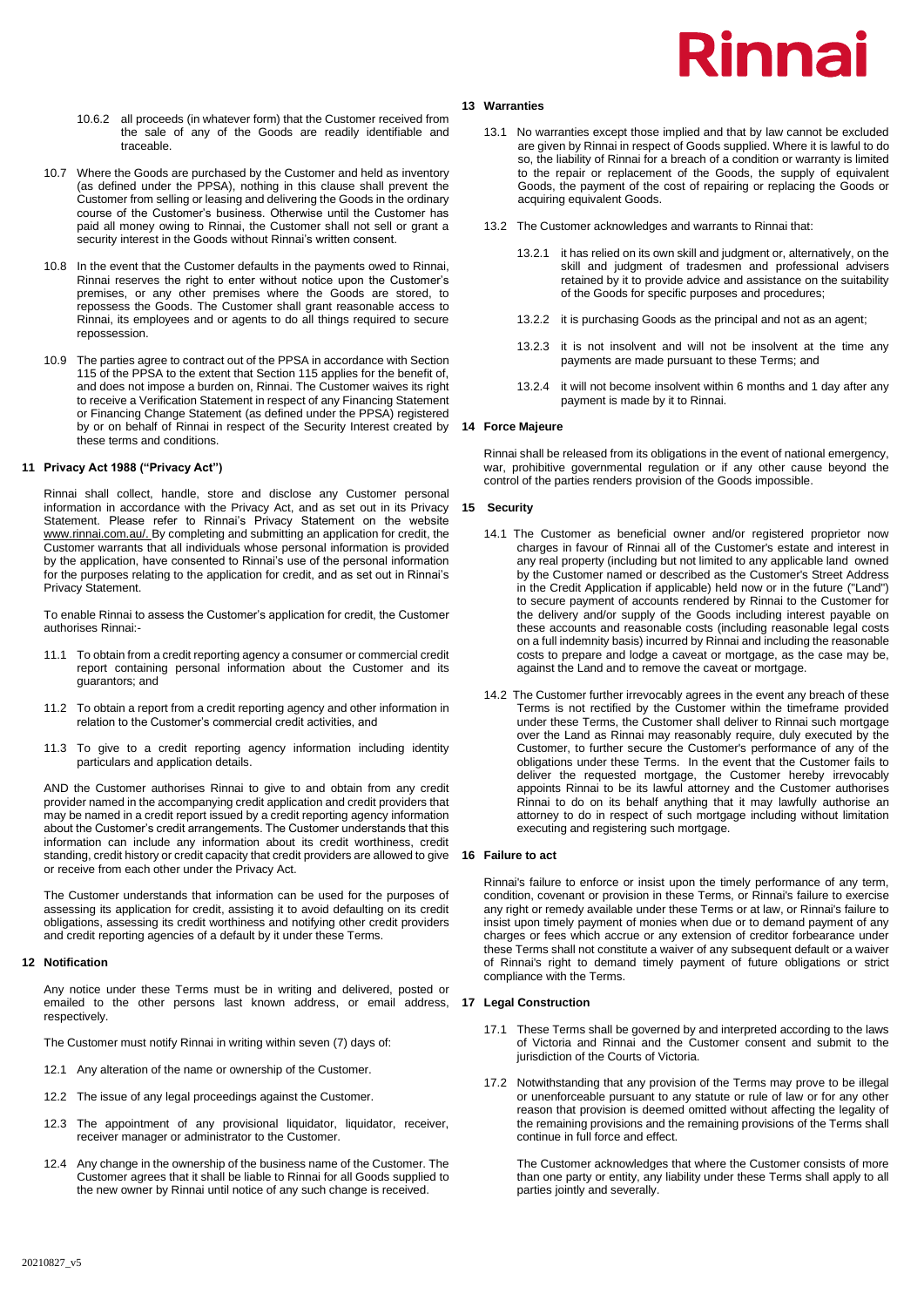10.6.2 all proceeds (in whatever form) that the Customer received from the sale of any of the Goods are readily identifiable and traceable.

10.7 Where the Goods are purchased by the Customer and held as inventory (as defined under the PPSA), nothing in this clause shall prevent the Customer from selling or leasing and delivering the Goods in the ordinary course of the Customer's business. Otherwise until the Customer has paid all money owing to Rinnai, the Customer shall not sell or grant a security interest in the Goods without Rinnai's written consent.

10.8 In the event that the Customer defaults in the payments owed to Rinnai, Rinnai reserves the right to enter without notice upon the Customer's premises, or any other premises where the Goods are stored, to repossess the Goods. The Customer shall grant reasonable access to Rinnai, its employees and or agents to do all things required to secure repossession.

10.9 The parties agree to contract out of the PPSA in accordance with Section 115 of the PPSA to the extent that Section 115 applies for the benefit of, and does not impose a burden on, Rinnai. The Customer waives its right to receive a Verification Statement in respect of any Financing Statement or Financing Change Statement (as defined under the PPSA) registered by or on behalf of Rinnai in respect of the Security Interest created by these terms and conditions.

## 11 Privacy Act 1988 ("Privacy Act")

Rinnai shall collect, handle, store and disclose any Customer personal information in accordance with the Privacy Act, and as set out in its Privacy Statement. Please refer to Rinnai's Privacy Statement on the website www.rinnai.com.au/. By completing and submitting an application for credit, the Customer warrants that all individuals whose personal information is provided by the application, have consented to Rinnai's use of the personal information for the purposes relating to the application for credit, and as set out in Rinnai's Privacy Statement.

To enable Rinnai to assess the Customer's application for credit, the Customer authorises Rinnai:-

11.1 To obtain from a credit reporting agency a consumer or commercial credit report containing personal information about the Customer and its guarantors; and

11.2 To obtain a report from a credit reporting agency and other information in relation to the Customer's commercial credit activities, and

11.3 To give to a credit reporting agency information including identity particulars and application details.

AND the Customer authorises Rinnai to give to and obtain from any credit provider named in the accompanying credit application and credit providers that may be named in a credit report issued by a credit reporting agency information about the Customer's credit arrangements. The Customer understands that this information can include any information about its credit worthiness, credit standing, credit history or credit capacity that credit providers are allowed to give or receive from each other under the Privacy Act.

The Customer understands that information can be used for the purposes of assessing its application for credit, assisting it to avoid defaulting on its credit obligations, assessing its credit worthiness and notifying other credit providers and credit reporting agencies of a default by it under these Terms.

## 12 Notification

Any notice under these Terms must be in writing and delivered, posted or emailed to the other persons last known address, or email address, respectively.

The Customer must notify Rinnai in writing within seven (7) days of:

12.1 Any alteration of the name or ownership of the Customer.

12.2 The issue of any legal proceedings against the Customer.

12.3 The appointment of any provisional liquidator, liquidator, receiver, receiver manager or administrator to the Customer.

12.4 Any change in the ownership of the business name of the Customer. The Customer agrees that it shall be liable to Rinnai for all Goods supplied to the new owner by Rinnai until notice of any such change is received.

## 13 Warranties

13.1 No warranties except those implied and that by law cannot be excluded are given by Rinnai in respect of Goods supplied. Where it is lawful to do so, the liability of Rinnai for a breach of a condition or warranty is limited to the repair or replacement of the Goods, the supply of equivalent Goods, the payment of the cost of repairing or replacing the Goods or acquiring equivalent Goods.

13.2 The Customer acknowledges and warrants to Rinnai that:

13.2.1 it has relied on its own skill and judgment or, alternatively, on the skill and judgment of tradesmen and professional advisers retained by it to provide advice and assistance on the suitability of the Goods for specific purposes and procedures;

13.2.2 it is purchasing Goods as the principal and not as an agent;

13.2.3 it is not insolvent and will not be insolvent at the time any payments are made pursuant to these Terms; and

13.2.4 it will not become insolvent within 6 months and 1 day after any payment is made by it to Rinnai.

## 14 Force Majeure

Rinnai shall be released from its obligations in the event of national emergency, war, prohibitive governmental regulation or if any other cause beyond the control of the parties renders provision of the Goods impossible.

## 15 Security

14.1 The Customer as beneficial owner and/or registered proprietor now charges in favour of Rinnai all of the Customer's estate and interest in any real property (including but not limited to any applicable land owned by the Customer named or described as the Customer's Street Address in the Credit Application if applicable) held now or in the future ("Land") to secure payment of accounts rendered by Rinnai to the Customer for the delivery and/or supply of the Goods including interest payable on these accounts and reasonable costs (including reasonable legal costs on a full indemnity basis) incurred by Rinnai and including the reasonable costs to prepare and lodge a caveat or mortgage, as the case may be, against the Land and to remove the caveat or mortgage.

14.2 The Customer further irrevocably agrees in the event any breach of these Terms is not rectified by the Customer within the timeframe provided under these Terms, the Customer shall deliver to Rinnai such mortgage over the Land as Rinnai may reasonably require, duly executed by the Customer, to further secure the Customer's performance of any of the obligations under these Terms. In the event that the Customer fails to deliver the requested mortgage, the Customer hereby irrevocably appoints Rinnai to be its lawful attorney and the Customer authorises Rinnai to do on its behalf anything that it may lawfully authorise an attorney to do in respect of such mortgage including without limitation executing and registering such mortgage.

## 16 Failure to act

Rinnai's failure to enforce or insist upon the timely performance of any term, condition, covenant or provision in these Terms, or Rinnai's failure to exercise any right or remedy available under these Terms or at law, or Rinnai's failure to insist upon timely payment of monies when due or to demand payment of any charges or fees which accrue or any extension of creditor forbearance under these Terms shall not constitute a waiver of any subsequent default or a waiver of Rinnai's right to demand timely payment of future obligations or strict compliance with the Terms.

## 17 Legal Construction

17.1 These Terms shall be governed by and interpreted according to the laws of Victoria and Rinnai and the Customer consent and submit to the jurisdiction of the Courts of Victoria.

17.2 Notwithstanding that any provision of the Terms may prove to be illegal or unenforceable pursuant to any statute or rule of law or for any other reason that provision is deemed omitted without affecting the legality of the remaining provisions and the remaining provisions of the Terms shall continue in full force and effect.

The Customer acknowledges that where the Customer consists of more than one party or entity, any liability under these Terms shall apply to all parties jointly and severally.